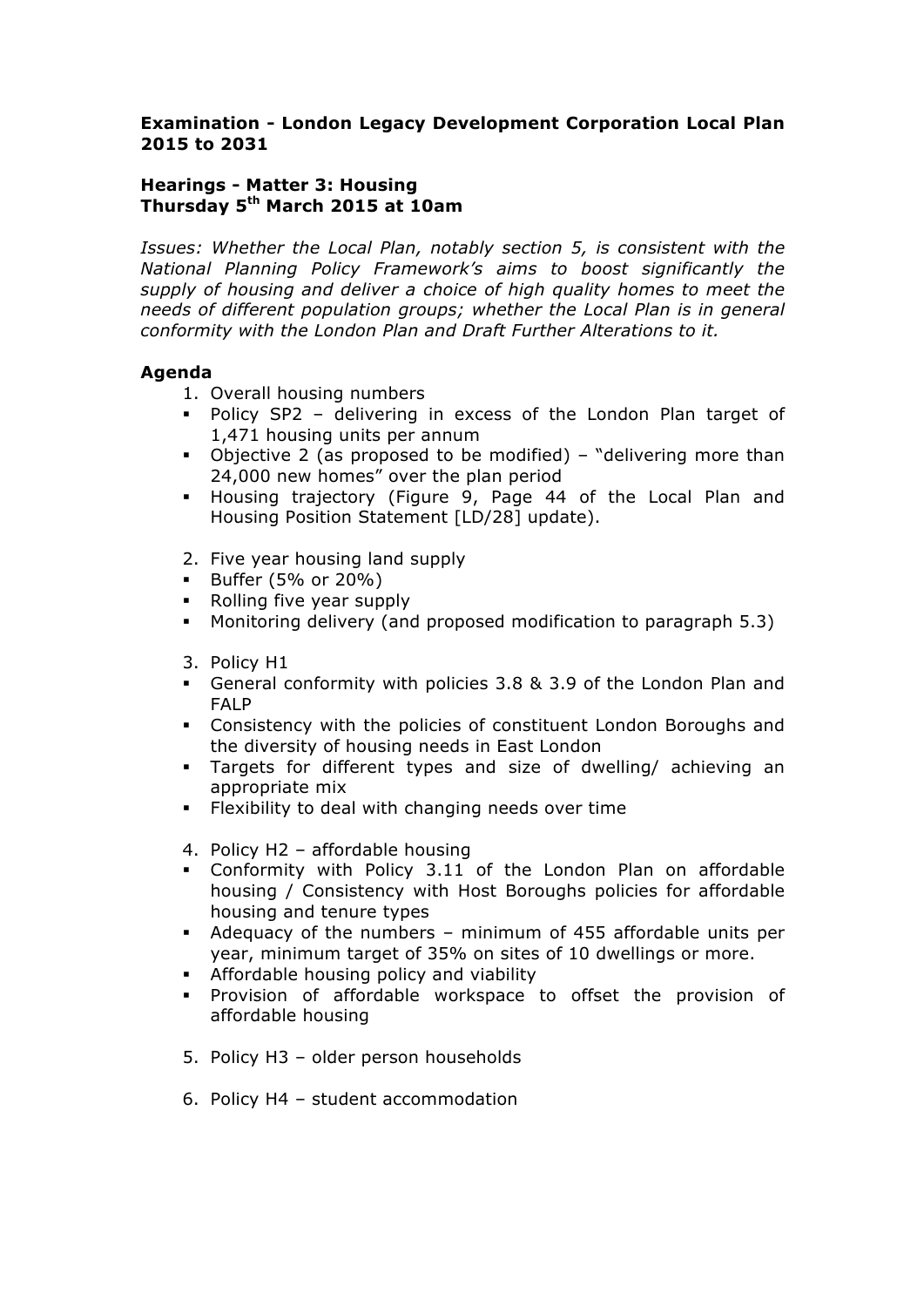# Examination - London Legacy Development Corporation Local Plan 2015 to 2031

## Hearings - Matter 3: Housing
## Thursday 5th March 2015 at 10am

*Issues: Whether the Local Plan, notably section 5, is consistent with the National Planning Policy Framework's aims to boost significantly the supply of housing and deliver a choice of high quality homes to meet the needs of different population groups; whether the Local Plan is in general conformity with the London Plan and Draft Further Alterations to it.*

### Agenda

1. Overall housing numbers
   - Policy SP2 – delivering in excess of the London Plan target of 1,471 housing units per annum
   - Objective 2 (as proposed to be modified) – "delivering more than 24,000 new homes" over the plan period
   - Housing trajectory (Figure 9, Page 44 of the Local Plan and Housing Position Statement [LD/28] update).

2. Five year housing land supply
   - Buffer (5% or 20%)
   - Rolling five year supply
   - Monitoring delivery (and proposed modification to paragraph 5.3)

3. Policy H1
   - General conformity with policies 3.8 & 3.9 of the London Plan and FALP
   - Consistency with the policies of constituent London Boroughs and the diversity of housing needs in East London
   - Targets for different types and size of dwelling/ achieving an appropriate mix
   - Flexibility to deal with changing needs over time

4. Policy H2 – affordable housing
   - Conformity with Policy 3.11 of the London Plan on affordable housing / Consistency with Host Boroughs policies for affordable housing and tenure types
   - Adequacy of the numbers – minimum of 455 affordable units per year, minimum target of 35% on sites of 10 dwellings or more.
   - Affordable housing policy and viability
   - Provision of affordable workspace to offset the provision of affordable housing

5. Policy H3 – older person households

6. Policy H4 – student accommodation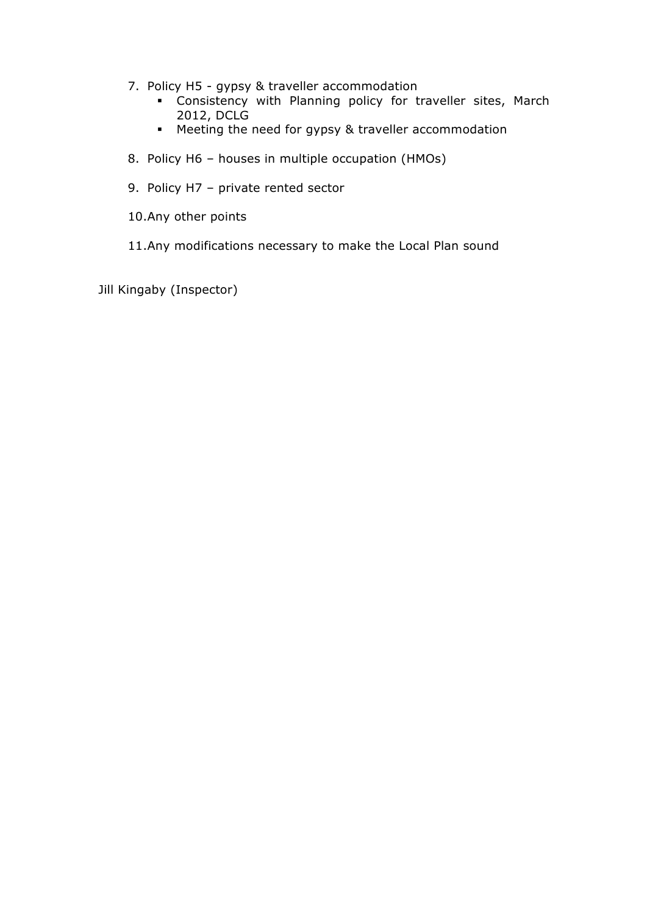7. Policy H5 - gypsy & traveller accommodation
   - Consistency with Planning policy for traveller sites, March 2012, DCLG
   - Meeting the need for gypsy & traveller accommodation

8. Policy H6 – houses in multiple occupation (HMOs)

9. Policy H7 – private rented sector

10. Any other points

11. Any modifications necessary to make the Local Plan sound

Jill Kingaby (Inspector)